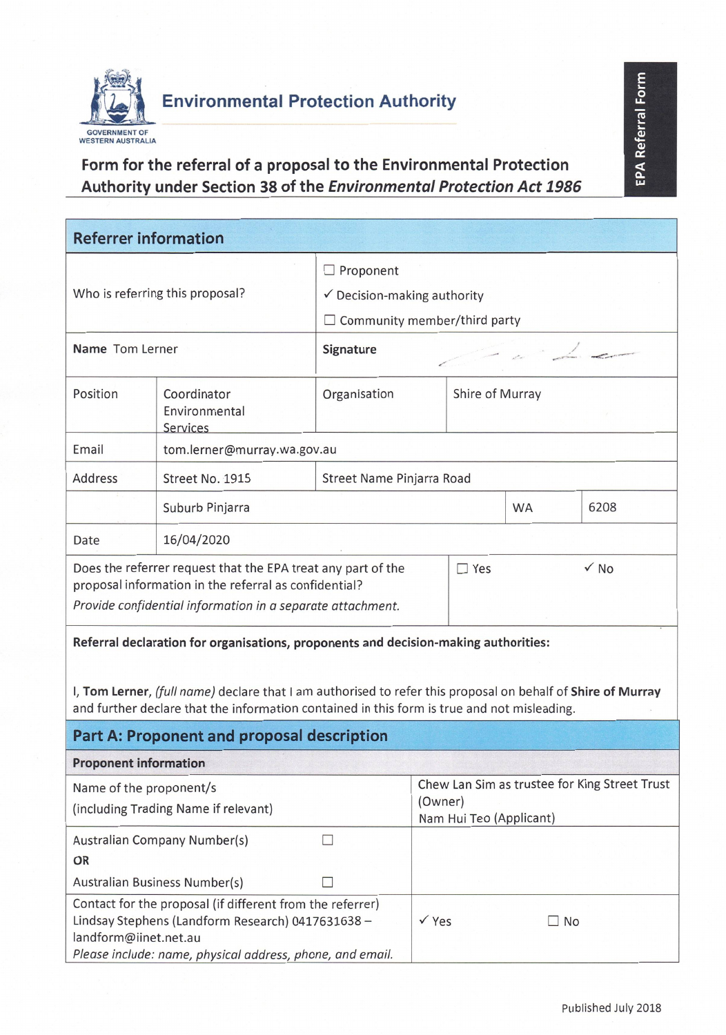Environmental Protection Authority

GOVERNMENT OF WESTERN AUSTRALIA

EPA Referral Form

# Form for the referral of a proposal to the Environmental Protection Authority under Section 38 of the *Environmental Protection Act 1986*

## Referrer information

| Who is referring this proposal? | | ☐ Proponent<br>✓ Decision-making authority<br>☐ Community member/third party | |
|---|---|---|---|
| **Name** Tom Lerner | | **Signature** | |
| Position | Coordinator Environmental Services | Organisation | Shire of Murray |
| Email | tom.lerner@murray.wa.gov.au | | |
| Address | Street No. 1915 | Street Name Pinjarra Road | |
| | Suburb Pinjarra | WA | 6208 |
| Date | 16/04/2020 | | |

| Does the referrer request that the EPA treat any part of the proposal information in the referral as confidential?<br>*Provide confidential information in a separate attachment.* | ☐ Yes | ✓ No |
|---|---|---|

**Referral declaration for organisations, proponents and decision-making authorities:**

I, **Tom Lerner**, *(full name)* declare that I am authorised to refer this proposal on behalf of **Shire of Murray** and further declare that the information contained in this form is true and not misleading.

## Part A: Proponent and proposal description

### Proponent information

| Name of the proponent/s<br>(including Trading Name if relevant) | Chew Lan Sim as trustee for King Street Trust (Owner)<br>Nam Hui Teo (Applicant) | |
|---|---|---|
| Australian Company Number(s) ☐<br>**OR**<br>Australian Business Number(s) ☐ | | |
| Contact for the proposal (if different from the referrer)<br>Lindsay Stephens (Landform Research) 0417631638 – landform@iinet.net.au<br>*Please include: name, physical address, phone, and email.* | ✓ Yes | ☐ No |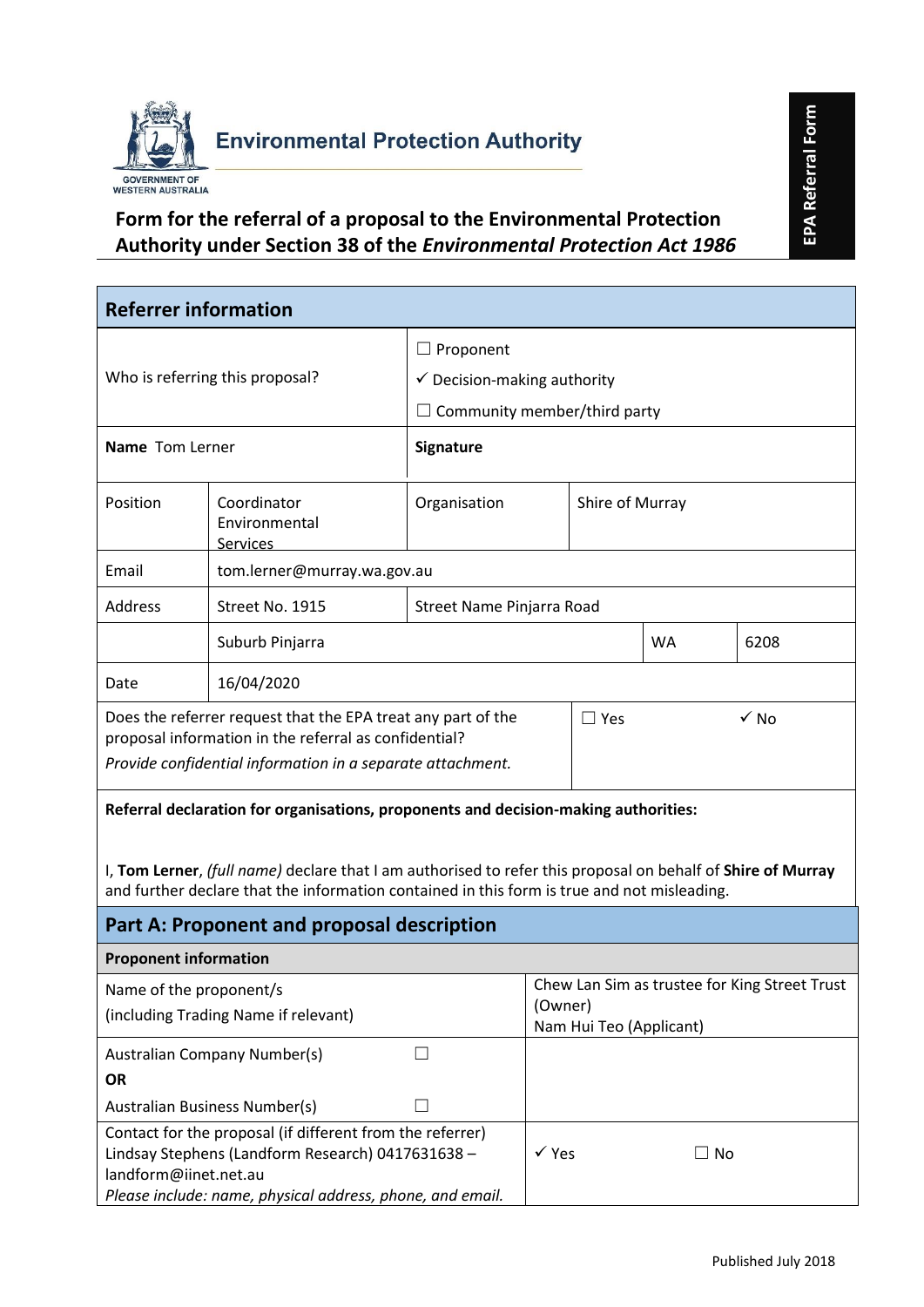Environmental Protection Authority

GOVERNMENT OF WESTERN AUSTRALIA

EPA Referral Form

# Form for the referral of a proposal to the Environmental Protection Authority under Section 38 of the *Environmental Protection Act 1986*

## Referrer information

| | | | | | |
|---|---|---|---|---|---|
| Who is referring this proposal? | | ☐ Proponent<br>✓ Decision-making authority<br>☐ Community member/third party | | | |
| **Name** Tom Lerner | | **Signature** | | | |
| Position | Coordinator Environmental Services | Organisation | Shire of Murray | | |
| Email | tom.lerner@murray.wa.gov.au | | | | |
| Address | Street No. 1915 | Street Name Pinjarra Road | | | |
| | Suburb Pinjarra | | | WA | 6208 |
| Date | 16/04/2020 | | | | |
| Does the referrer request that the EPA treat any part of the proposal information in the referral as confidential?<br>*Provide confidential information in a separate attachment.* | | | ☐ Yes | ✓ No | |

**Referral declaration for organisations, proponents and decision-making authorities:**

I, **Tom Lerner**, *(full name)* declare that I am authorised to refer this proposal on behalf of **Shire of Murray** and further declare that the information contained in this form is true and not misleading.

## Part A: Proponent and proposal description

### Proponent information

| | | |
|---|---|---|
| Name of the proponent/s<br>(including Trading Name if relevant) | | Chew Lan Sim as trustee for King Street Trust (Owner)<br>Nam Hui Teo (Applicant) |
| Australian Company Number(s)<br>**OR**<br>Australian Business Number(s) | ☐<br><br>☐ | |
| Contact for the proposal (if different from the referrer)<br>Lindsay Stephens (Landform Research) 0417631638 – landform@iinet.net.au<br>*Please include: name, physical address, phone, and email.* | | ✓ Yes ☐ No |

Published July 2018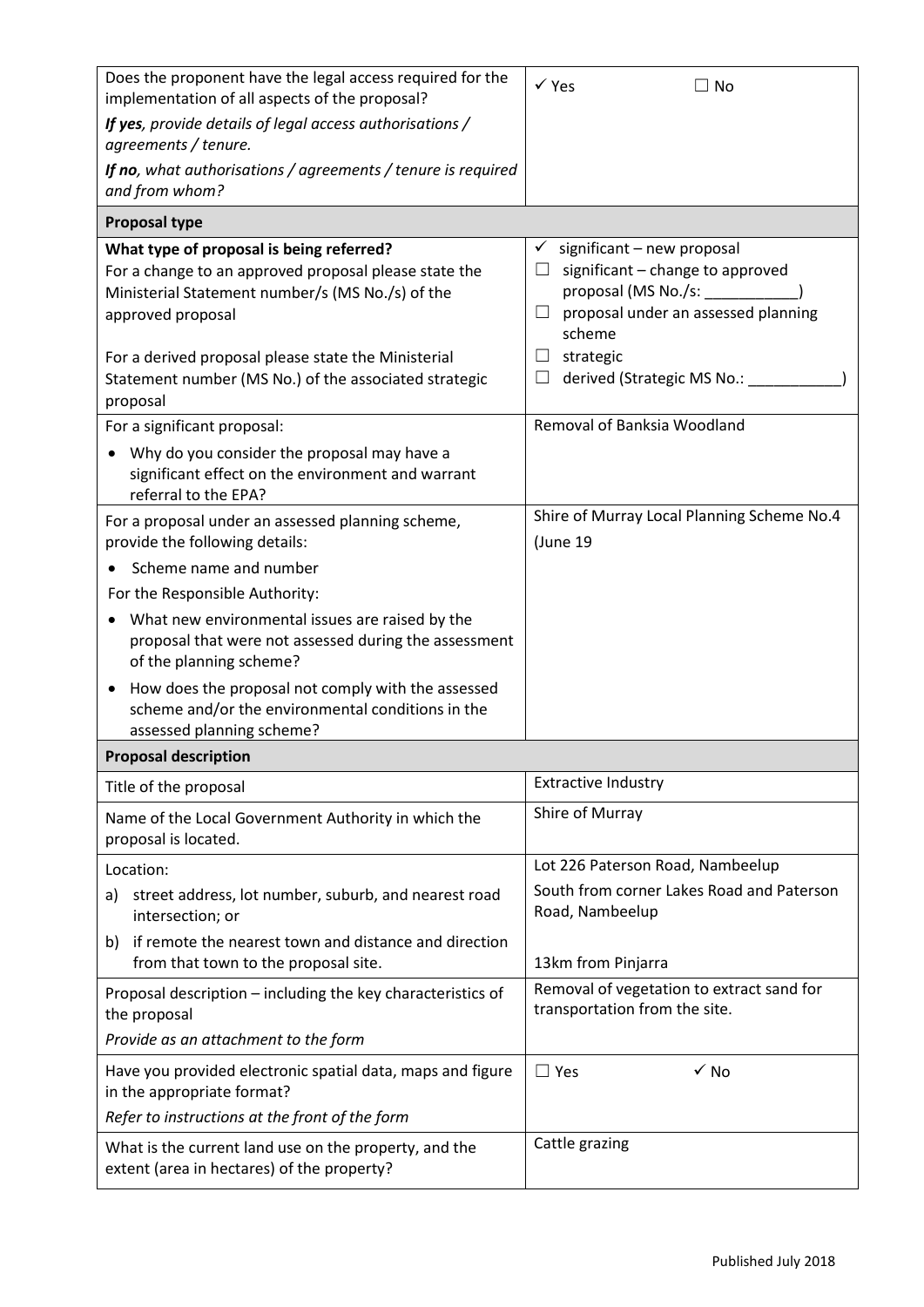| Does the proponent have the legal access required for the implementation of all aspects of the proposal?<br>*If yes, provide details of legal access authorisations / agreements / tenure.*<br>*If no, what authorisations / agreements / tenure is required and from whom?* | ✓ Yes ☐ No |
|---|---|
| **Proposal type** | |
| **What type of proposal is being referred?**<br>For a change to an approved proposal please state the Ministerial Statement number/s (MS No./s) of the approved proposal<br><br>For a derived proposal please state the Ministerial Statement number (MS No.) of the associated strategic proposal | ✓ significant – new proposal<br>☐ significant – change to approved proposal (MS No./s: ___________)<br>☐ proposal under an assessed planning scheme<br>☐ strategic<br>☐ derived (Strategic MS No.: ___________) |
| For a significant proposal:<br>• Why do you consider the proposal may have a significant effect on the environment and warrant referral to the EPA? | Removal of Banksia Woodland |
| For a proposal under an assessed planning scheme, provide the following details:<br>• Scheme name and number<br>For the Responsible Authority:<br>• What new environmental issues are raised by the proposal that were not assessed during the assessment of the planning scheme?<br>• How does the proposal not comply with the assessed scheme and/or the environmental conditions in the assessed planning scheme? | Shire of Murray Local Planning Scheme No.4<br>(June 19 |
| **Proposal description** | |
| Title of the proposal | Extractive Industry |
| Name of the Local Government Authority in which the proposal is located. | Shire of Murray |
| Location:<br>a) street address, lot number, suburb, and nearest road intersection; or<br>b) if remote the nearest town and distance and direction from that town to the proposal site. | Lot 226 Paterson Road, Nambeelup<br>South from corner Lakes Road and Paterson Road, Nambeelup<br><br>13km from Pinjarra |
| Proposal description – including the key characteristics of the proposal<br>*Provide as an attachment to the form* | Removal of vegetation to extract sand for transportation from the site. |
| Have you provided electronic spatial data, maps and figure in the appropriate format?<br>*Refer to instructions at the front of the form* | ☐ Yes ✓ No |
| What is the current land use on the property, and the extent (area in hectares) of the property? | Cattle grazing |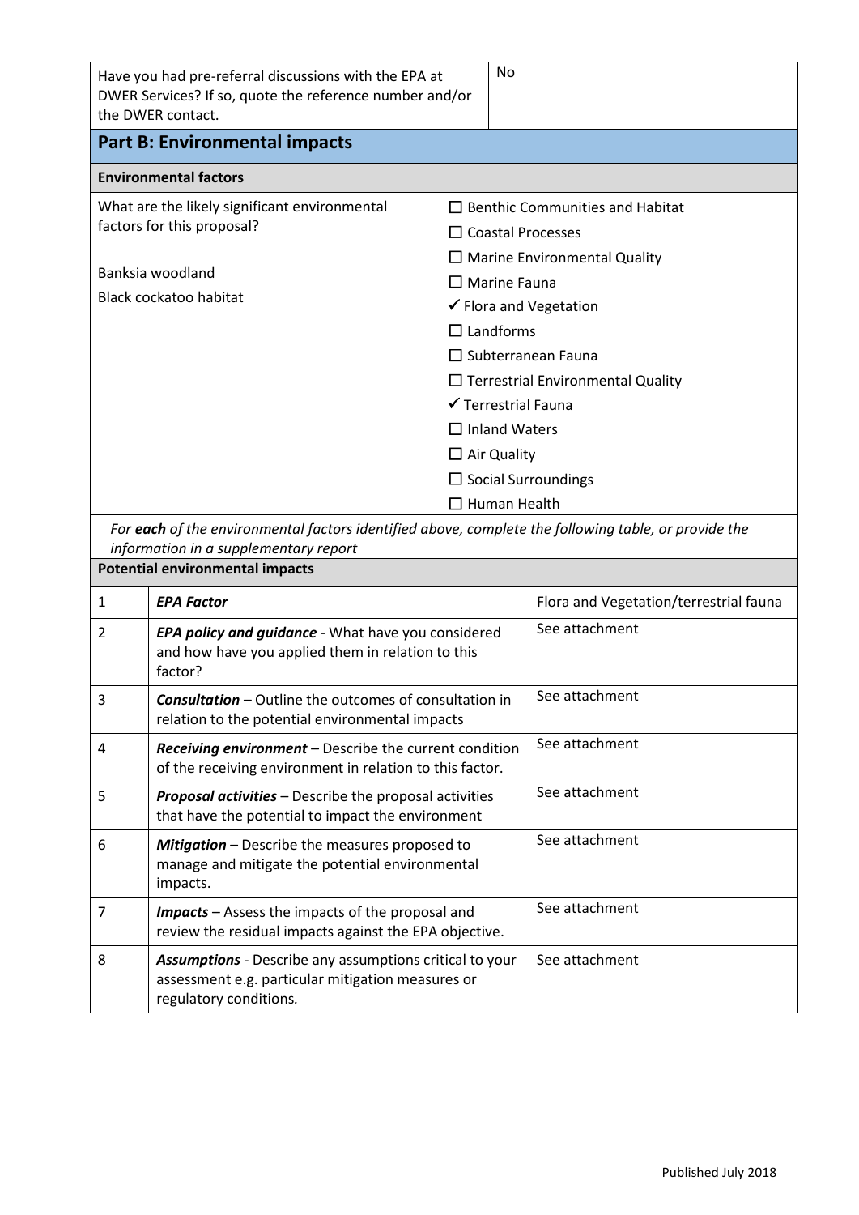| Have you had pre-referral discussions with the EPA at DWER Services? If so, quote the reference number and/or the DWER contact. | No |
|---|---|

## Part B: Environmental impacts

**Environmental factors**

| What are the likely significant environmental factors for this proposal? | |
|---|---|
| Banksia woodland<br><br>Black cockatoo habitat | ☐ Benthic Communities and Habitat<br>☐ Coastal Processes<br>☐ Marine Environmental Quality<br>☐ Marine Fauna<br>✓ Flora and Vegetation<br>☐ Landforms<br>☐ Subterranean Fauna<br>☐ Terrestrial Environmental Quality<br>✓ Terrestrial Fauna<br>☐ Inland Waters<br>☐ Air Quality<br>☐ Social Surroundings<br>☐ Human Health |

*For **each** of the environmental factors identified above, complete the following table, or provide the information in a supplementary report*

**Potential environmental impacts**

| | | |
|---|---|---|
| 1 | ***EPA Factor*** | Flora and Vegetation/terrestrial fauna |
| 2 | ***EPA policy and guidance*** - What have you considered and how have you applied them in relation to this factor? | See attachment |
| 3 | ***Consultation*** – Outline the outcomes of consultation in relation to the potential environmental impacts | See attachment |
| 4 | ***Receiving environment*** – Describe the current condition of the receiving environment in relation to this factor. | See attachment |
| 5 | ***Proposal activities*** – Describe the proposal activities that have the potential to impact the environment | See attachment |
| 6 | ***Mitigation*** – Describe the measures proposed to manage and mitigate the potential environmental impacts. | See attachment |
| 7 | ***Impacts*** – Assess the impacts of the proposal and review the residual impacts against the EPA objective. | See attachment |
| 8 | ***Assumptions*** - Describe any assumptions critical to your assessment e.g. particular mitigation measures or regulatory conditions. | See attachment |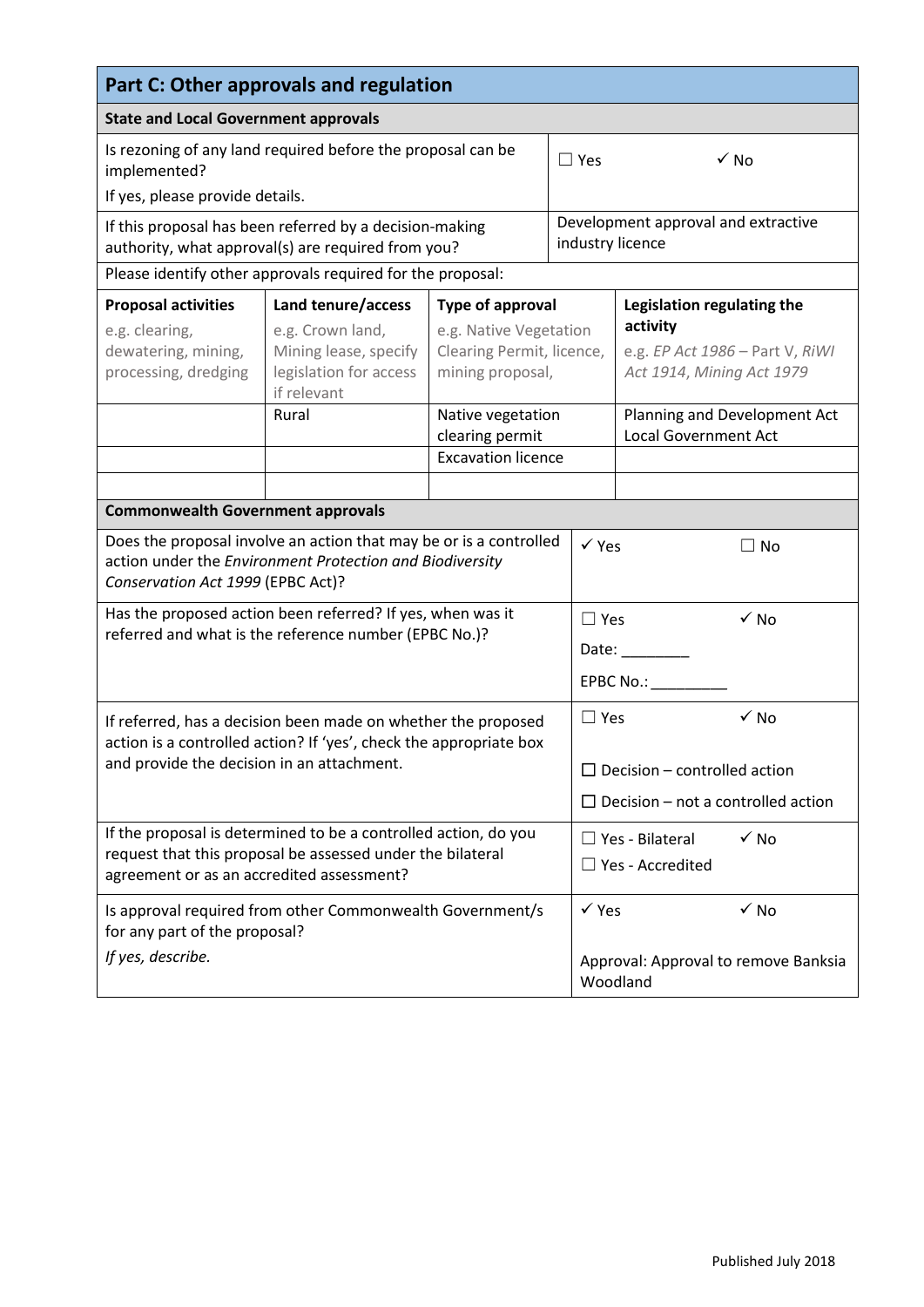## Part C: Other approvals and regulation

### State and Local Government approvals

| | |
|---|---|
| Is rezoning of any land required before the proposal can be implemented?<br>If yes, please provide details. | ☐ Yes ✓ No |
| If this proposal has been referred by a decision-making authority, what approval(s) are required from you? | Development approval and extractive industry licence |

Please identify other approvals required for the proposal:

| **Proposal activities**<br>e.g. clearing, dewatering, mining, processing, dredging | **Land tenure/access**<br>e.g. Crown land, Mining lease, specify legislation for access if relevant | **Type of approval**<br>e.g. Native Vegetation Clearing Permit, licence, mining proposal, | **Legislation regulating the activity**<br>e.g. *EP Act 1986* – Part V, *RiWI Act 1914*, *Mining Act 1979* |
|---|---|---|---|
| | Rural | Native vegetation clearing permit | Planning and Development Act<br>Local Government Act |
| | | Excavation licence | |
| | | | |

### Commonwealth Government approvals

| | |
|---|---|
| Does the proposal involve an action that may be or is a controlled action under the *Environment Protection and Biodiversity Conservation Act 1999* (EPBC Act)? | ✓ Yes ☐ No |
| Has the proposed action been referred? If yes, when was it referred and what is the reference number (EPBC No.)? | ☐ Yes ✓ No<br>Date: ________<br>EPBC No.: _________ |
| If referred, has a decision been made on whether the proposed action is a controlled action? If 'yes', check the appropriate box and provide the decision in an attachment. | ☐ Yes ✓ No<br>☐ Decision – controlled action<br>☐ Decision – not a controlled action |
| If the proposal is determined to be a controlled action, do you request that this proposal be assessed under the bilateral agreement or as an accredited assessment? | ☐ Yes - Bilateral ✓ No<br>☐ Yes - Accredited |
| Is approval required from other Commonwealth Government/s for any part of the proposal?<br>*If yes, describe.* | ✓ Yes ✓ No<br>Approval: Approval to remove Banksia Woodland |